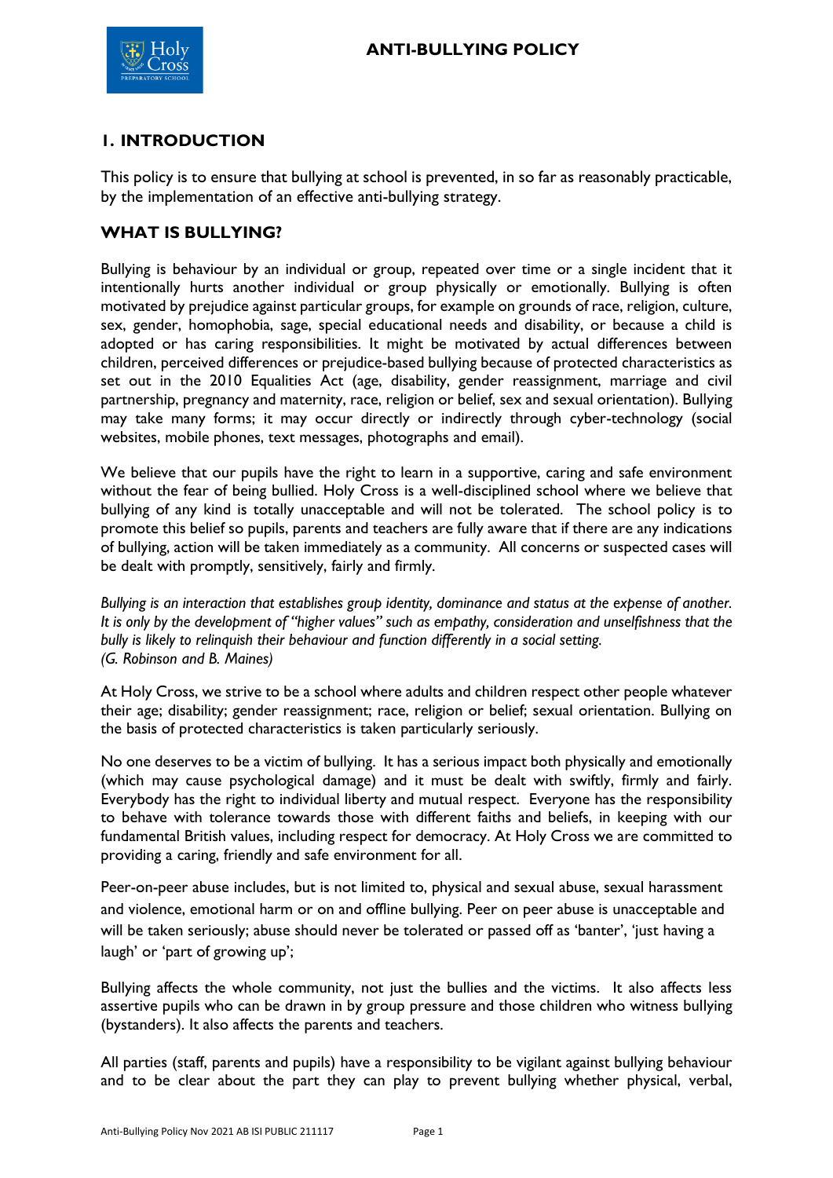# ANTI-BULLYING POLICY

## 1. INTRODUCTION

This policy is to ensure that bullying at school is prevented, in so far as reasonably practicable, by the implementation of an effective anti-bullying strategy.

## WHAT IS BULLYING?

Bullying is behaviour by an individual or group, repeated over time or a single incident that it intentionally hurts another individual or group physically or emotionally. Bullying is often motivated by prejudice against particular groups, for example on grounds of race, religion, culture, sex, gender, homophobia, sage, special educational needs and disability, or because a child is adopted or has caring responsibilities. It might be motivated by actual differences between children, perceived differences or prejudice-based bullying because of protected characteristics as set out in the 2010 Equalities Act (age, disability, gender reassignment, marriage and civil partnership, pregnancy and maternity, race, religion or belief, sex and sexual orientation). Bullying may take many forms; it may occur directly or indirectly through cyber-technology (social websites, mobile phones, text messages, photographs and email).

We believe that our pupils have the right to learn in a supportive, caring and safe environment without the fear of being bullied. Holy Cross is a well-disciplined school where we believe that bullying of any kind is totally unacceptable and will not be tolerated. The school policy is to promote this belief so pupils, parents and teachers are fully aware that if there are any indications of bullying, action will be taken immediately as a community. All concerns or suspected cases will be dealt with promptly, sensitively, fairly and firmly.

*Bullying is an interaction that establishes group identity, dominance and status at the expense of another. It is only by the development of "higher values" such as empathy, consideration and unselfishness that the bully is likely to relinquish their behaviour and function differently in a social setting.*
*(G. Robinson and B. Maines)*

At Holy Cross, we strive to be a school where adults and children respect other people whatever their age; disability; gender reassignment; race, religion or belief; sexual orientation. Bullying on the basis of protected characteristics is taken particularly seriously.

No one deserves to be a victim of bullying. It has a serious impact both physically and emotionally (which may cause psychological damage) and it must be dealt with swiftly, firmly and fairly. Everybody has the right to individual liberty and mutual respect. Everyone has the responsibility to behave with tolerance towards those with different faiths and beliefs, in keeping with our fundamental British values, including respect for democracy. At Holy Cross we are committed to providing a caring, friendly and safe environment for all.

Peer-on-peer abuse includes, but is not limited to, physical and sexual abuse, sexual harassment and violence, emotional harm or on and offline bullying. Peer on peer abuse is unacceptable and will be taken seriously; abuse should never be tolerated or passed off as 'banter', 'just having a laugh' or 'part of growing up';

Bullying affects the whole community, not just the bullies and the victims. It also affects less assertive pupils who can be drawn in by group pressure and those children who witness bullying (bystanders). It also affects the parents and teachers.

All parties (staff, parents and pupils) have a responsibility to be vigilant against bullying behaviour and to be clear about the part they can play to prevent bullying whether physical, verbal,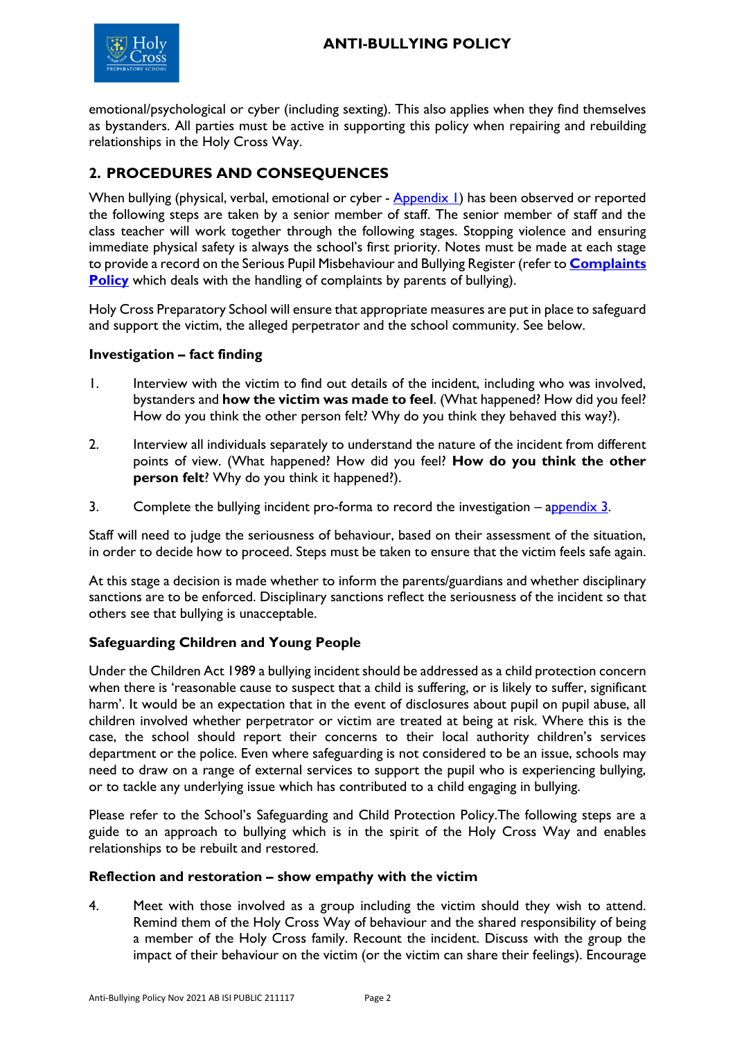emotional/psychological or cyber (including sexting). This also applies when they find themselves as bystanders. All parties must be active in supporting this policy when repairing and rebuilding relationships in the Holy Cross Way.

## 2. PROCEDURES AND CONSEQUENCES

When bullying (physical, verbal, emotional or cyber - Appendix 1) has been observed or reported the following steps are taken by a senior member of staff. The senior member of staff and the class teacher will work together through the following stages. Stopping violence and ensuring immediate physical safety is always the school's first priority. Notes must be made at each stage to provide a record on the Serious Pupil Misbehaviour and Bullying Register (refer to **Complaints Policy** which deals with the handling of complaints by parents of bullying).

Holy Cross Preparatory School will ensure that appropriate measures are put in place to safeguard and support the victim, the alleged perpetrator and the school community. See below.

### Investigation – fact finding

1. Interview with the victim to find out details of the incident, including who was involved, bystanders and **how the victim was made to feel**. (What happened? How did you feel? How do you think the other person felt? Why do you think they behaved this way?).

2. Interview all individuals separately to understand the nature of the incident from different points of view. (What happened? How did you feel? **How do you think the other person felt**? Why do you think it happened?).

3. Complete the bullying incident pro-forma to record the investigation – appendix 3.

Staff will need to judge the seriousness of behaviour, based on their assessment of the situation, in order to decide how to proceed. Steps must be taken to ensure that the victim feels safe again.

At this stage a decision is made whether to inform the parents/guardians and whether disciplinary sanctions are to be enforced. Disciplinary sanctions reflect the seriousness of the incident so that others see that bullying is unacceptable.

### Safeguarding Children and Young People

Under the Children Act 1989 a bullying incident should be addressed as a child protection concern when there is 'reasonable cause to suspect that a child is suffering, or is likely to suffer, significant harm'. It would be an expectation that in the event of disclosures about pupil on pupil abuse, all children involved whether perpetrator or victim are treated at being at risk. Where this is the case, the school should report their concerns to their local authority children's services department or the police. Even where safeguarding is not considered to be an issue, schools may need to draw on a range of external services to support the pupil who is experiencing bullying, or to tackle any underlying issue which has contributed to a child engaging in bullying.

Please refer to the School's Safeguarding and Child Protection Policy.The following steps are a guide to an approach to bullying which is in the spirit of the Holy Cross Way and enables relationships to be rebuilt and restored.

### Reflection and restoration – show empathy with the victim

4. Meet with those involved as a group including the victim should they wish to attend. Remind them of the Holy Cross Way of behaviour and the shared responsibility of being a member of the Holy Cross family. Recount the incident. Discuss with the group the impact of their behaviour on the victim (or the victim can share their feelings). Encourage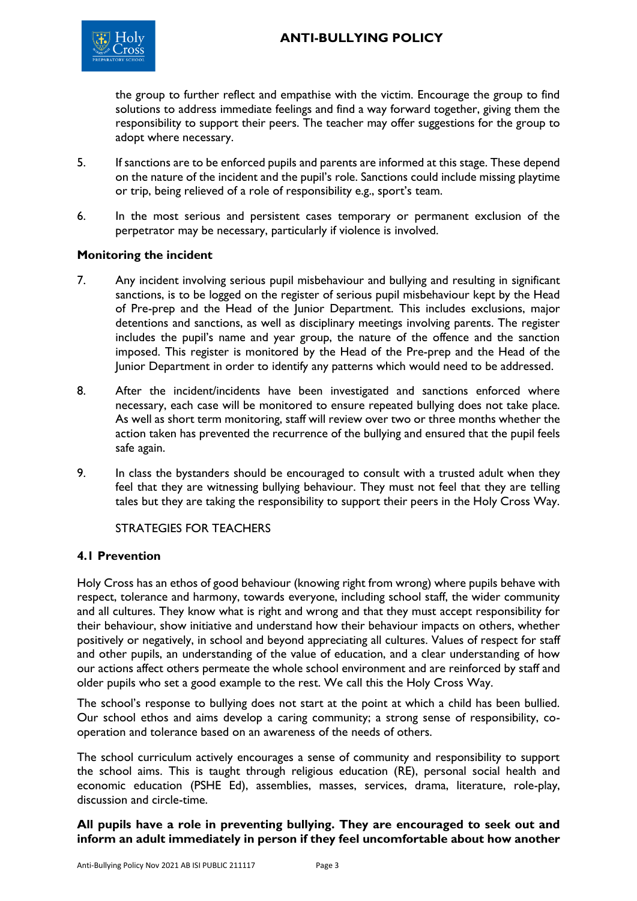the group to further reflect and empathise with the victim. Encourage the group to find solutions to address immediate feelings and find a way forward together, giving them the responsibility to support their peers. The teacher may offer suggestions for the group to adopt where necessary.

5. If sanctions are to be enforced pupils and parents are informed at this stage. These depend on the nature of the incident and the pupil's role. Sanctions could include missing playtime or trip, being relieved of a role of responsibility e.g., sport's team.

6. In the most serious and persistent cases temporary or permanent exclusion of the perpetrator may be necessary, particularly if violence is involved.

**Monitoring the incident**

7. Any incident involving serious pupil misbehaviour and bullying and resulting in significant sanctions, is to be logged on the register of serious pupil misbehaviour kept by the Head of Pre-prep and the Head of the Junior Department. This includes exclusions, major detentions and sanctions, as well as disciplinary meetings involving parents. The register includes the pupil's name and year group, the nature of the offence and the sanction imposed. This register is monitored by the Head of the Pre-prep and the Head of the Junior Department in order to identify any patterns which would need to be addressed.

8. After the incident/incidents have been investigated and sanctions enforced where necessary, each case will be monitored to ensure repeated bullying does not take place. As well as short term monitoring, staff will review over two or three months whether the action taken has prevented the recurrence of the bullying and ensured that the pupil feels safe again.

9. In class the bystanders should be encouraged to consult with a trusted adult when they feel that they are witnessing bullying behaviour. They must not feel that they are telling tales but they are taking the responsibility to support their peers in the Holy Cross Way.

STRATEGIES FOR TEACHERS

**4.1 Prevention**

Holy Cross has an ethos of good behaviour (knowing right from wrong) where pupils behave with respect, tolerance and harmony, towards everyone, including school staff, the wider community and all cultures. They know what is right and wrong and that they must accept responsibility for their behaviour, show initiative and understand how their behaviour impacts on others, whether positively or negatively, in school and beyond appreciating all cultures. Values of respect for staff and other pupils, an understanding of the value of education, and a clear understanding of how our actions affect others permeate the whole school environment and are reinforced by staff and older pupils who set a good example to the rest. We call this the Holy Cross Way.

The school's response to bullying does not start at the point at which a child has been bullied. Our school ethos and aims develop a caring community; a strong sense of responsibility, co-operation and tolerance based on an awareness of the needs of others.

The school curriculum actively encourages a sense of community and responsibility to support the school aims. This is taught through religious education (RE), personal social health and economic education (PSHE Ed), assemblies, masses, services, drama, literature, role-play, discussion and circle-time.

**All pupils have a role in preventing bullying. They are encouraged to seek out and inform an adult immediately in person if they feel uncomfortable about how another**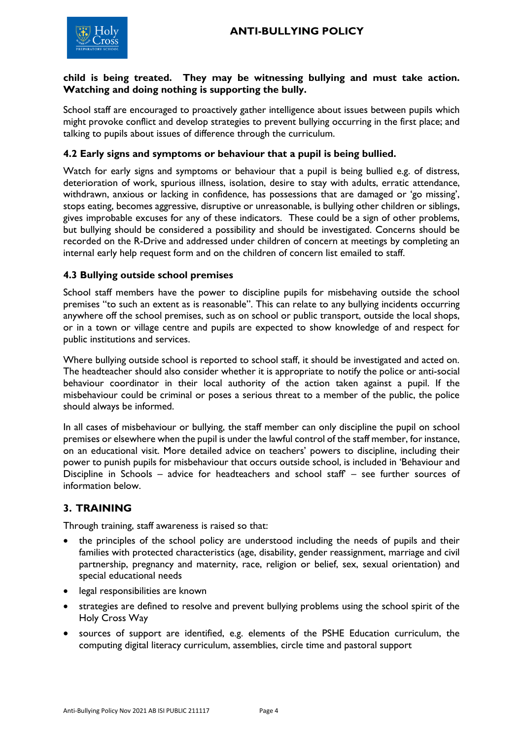**child is being treated. They may be witnessing bullying and must take action. Watching and doing nothing is supporting the bully.**

School staff are encouraged to proactively gather intelligence about issues between pupils which might provoke conflict and develop strategies to prevent bullying occurring in the first place; and talking to pupils about issues of difference through the curriculum.

### 4.2 Early signs and symptoms or behaviour that a pupil is being bullied.

Watch for early signs and symptoms or behaviour that a pupil is being bullied e.g. of distress, deterioration of work, spurious illness, isolation, desire to stay with adults, erratic attendance, withdrawn, anxious or lacking in confidence, has possessions that are damaged or 'go missing', stops eating, becomes aggressive, disruptive or unreasonable, is bullying other children or siblings, gives improbable excuses for any of these indicators. These could be a sign of other problems, but bullying should be considered a possibility and should be investigated. Concerns should be recorded on the R-Drive and addressed under children of concern at meetings by completing an internal early help request form and on the children of concern list emailed to staff.

### 4.3 Bullying outside school premises

School staff members have the power to discipline pupils for misbehaving outside the school premises "to such an extent as is reasonable". This can relate to any bullying incidents occurring anywhere off the school premises, such as on school or public transport, outside the local shops, or in a town or village centre and pupils are expected to show knowledge of and respect for public institutions and services.

Where bullying outside school is reported to school staff, it should be investigated and acted on. The headteacher should also consider whether it is appropriate to notify the police or anti-social behaviour coordinator in their local authority of the action taken against a pupil. If the misbehaviour could be criminal or poses a serious threat to a member of the public, the police should always be informed.

In all cases of misbehaviour or bullying, the staff member can only discipline the pupil on school premises or elsewhere when the pupil is under the lawful control of the staff member, for instance, on an educational visit. More detailed advice on teachers' powers to discipline, including their power to punish pupils for misbehaviour that occurs outside school, is included in 'Behaviour and Discipline in Schools – advice for headteachers and school staff' – see further sources of information below.

## 3. TRAINING

Through training, staff awareness is raised so that:

- the principles of the school policy are understood including the needs of pupils and their families with protected characteristics (age, disability, gender reassignment, marriage and civil partnership, pregnancy and maternity, race, religion or belief, sex, sexual orientation) and special educational needs
- legal responsibilities are known
- strategies are defined to resolve and prevent bullying problems using the school spirit of the Holy Cross Way
- sources of support are identified, e.g. elements of the PSHE Education curriculum, the computing digital literacy curriculum, assemblies, circle time and pastoral support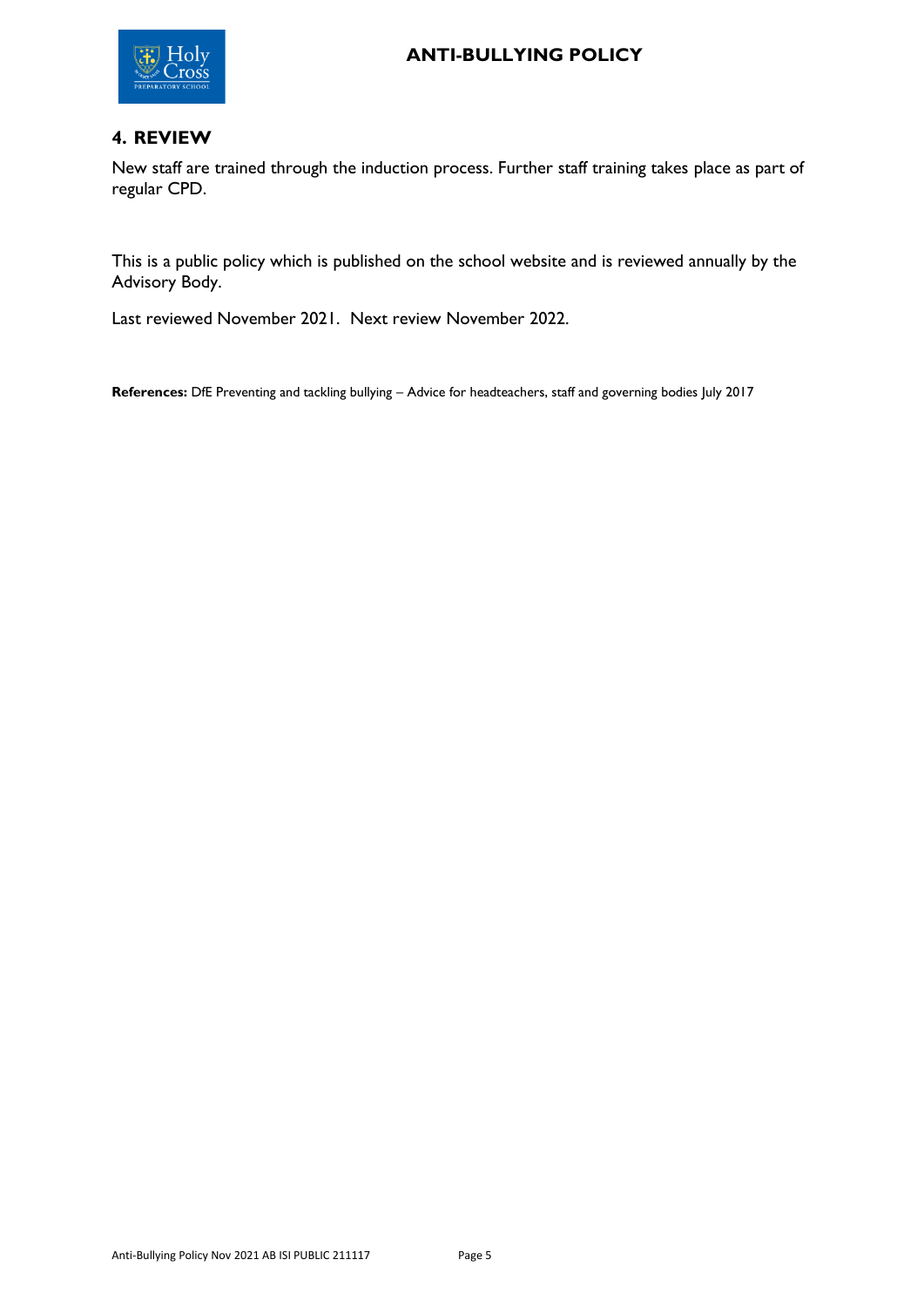## 4. REVIEW

New staff are trained through the induction process. Further staff training takes place as part of regular CPD.

This is a public policy which is published on the school website and is reviewed annually by the Advisory Body.

Last reviewed November 2021. Next review November 2022.

**References:** DfE Preventing and tackling bullying – Advice for headteachers, staff and governing bodies July 2017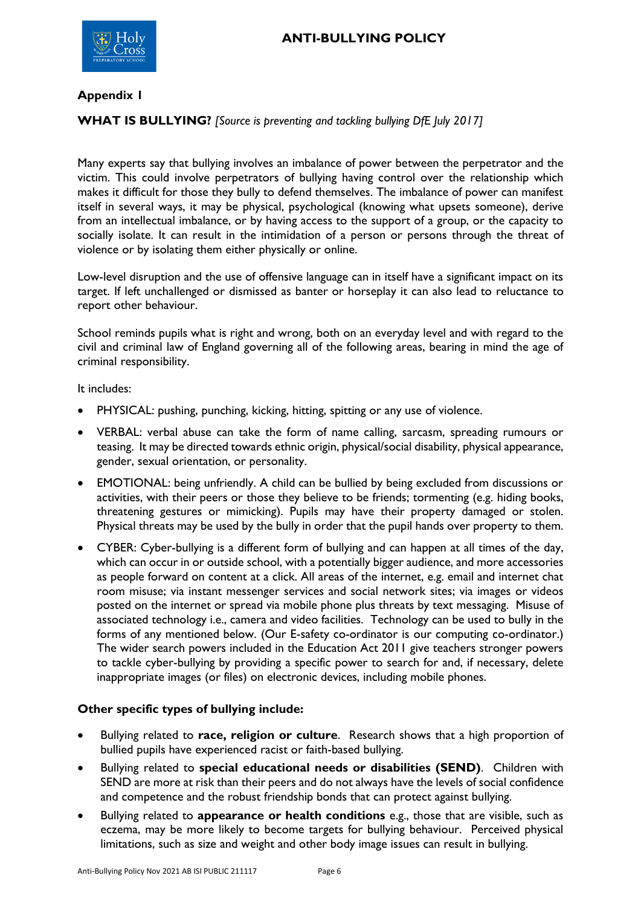## Appendix I

**WHAT IS BULLYING?** *[Source is preventing and tackling bullying DfE July 2017]*

Many experts say that bullying involves an imbalance of power between the perpetrator and the victim. This could involve perpetrators of bullying having control over the relationship which makes it difficult for those they bully to defend themselves. The imbalance of power can manifest itself in several ways, it may be physical, psychological (knowing what upsets someone), derive from an intellectual imbalance, or by having access to the support of a group, or the capacity to socially isolate. It can result in the intimidation of a person or persons through the threat of violence or by isolating them either physically or online.

Low-level disruption and the use of offensive language can in itself have a significant impact on its target. If left unchallenged or dismissed as banter or horseplay it can also lead to reluctance to report other behaviour.

School reminds pupils what is right and wrong, both on an everyday level and with regard to the civil and criminal law of England governing all of the following areas, bearing in mind the age of criminal responsibility.

It includes:

- PHYSICAL: pushing, punching, kicking, hitting, spitting or any use of violence.
- VERBAL: verbal abuse can take the form of name calling, sarcasm, spreading rumours or teasing. It may be directed towards ethnic origin, physical/social disability, physical appearance, gender, sexual orientation, or personality.
- EMOTIONAL: being unfriendly. A child can be bullied by being excluded from discussions or activities, with their peers or those they believe to be friends; tormenting (e.g. hiding books, threatening gestures or mimicking). Pupils may have their property damaged or stolen. Physical threats may be used by the bully in order that the pupil hands over property to them.
- CYBER: Cyber-bullying is a different form of bullying and can happen at all times of the day, which can occur in or outside school, with a potentially bigger audience, and more accessories as people forward on content at a click. All areas of the internet, e.g. email and internet chat room misuse; via instant messenger services and social network sites; via images or videos posted on the internet or spread via mobile phone plus threats by text messaging. Misuse of associated technology i.e., camera and video facilities. Technology can be used to bully in the forms of any mentioned below. (Our E-safety co-ordinator is our computing co-ordinator.) The wider search powers included in the Education Act 2011 give teachers stronger powers to tackle cyber-bullying by providing a specific power to search for and, if necessary, delete inappropriate images (or files) on electronic devices, including mobile phones.

### Other specific types of bullying include:

- Bullying related to **race, religion or culture**. Research shows that a high proportion of bullied pupils have experienced racist or faith-based bullying.
- Bullying related to **special educational needs or disabilities (SEND)**. Children with SEND are more at risk than their peers and do not always have the levels of social confidence and competence and the robust friendship bonds that can protect against bullying.
- Bullying related to **appearance or health conditions** e.g., those that are visible, such as eczema, may be more likely to become targets for bullying behaviour. Perceived physical limitations, such as size and weight and other body image issues can result in bullying.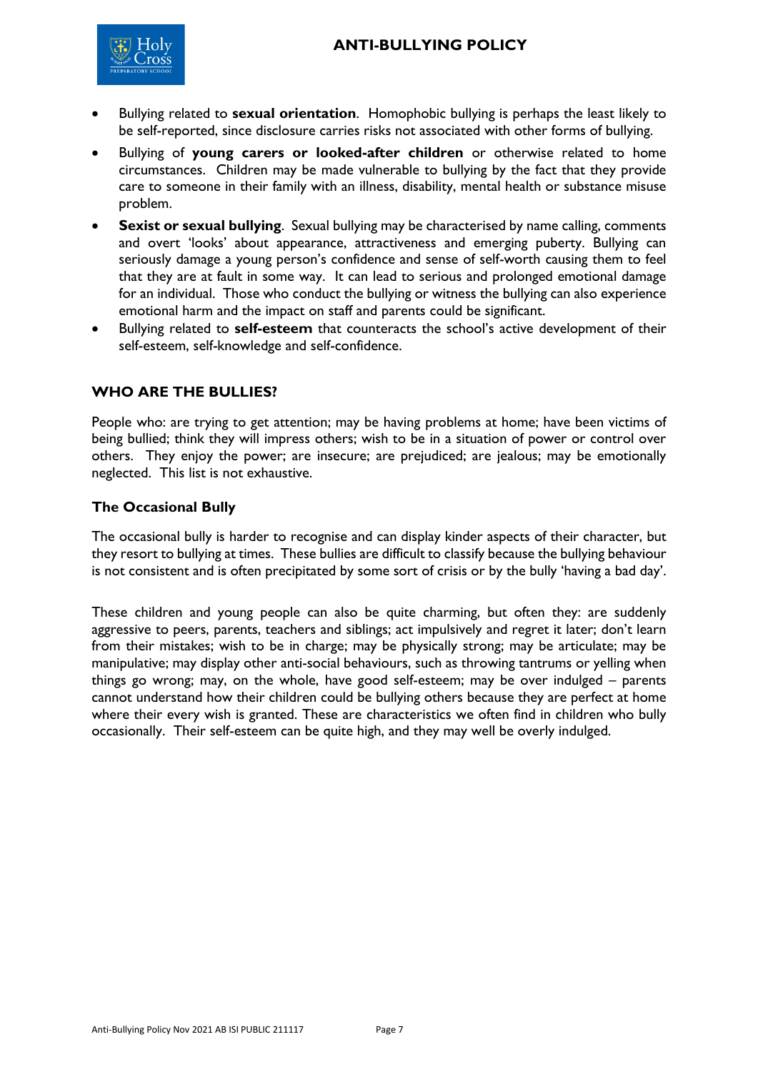- Bullying related to **sexual orientation**. Homophobic bullying is perhaps the least likely to be self-reported, since disclosure carries risks not associated with other forms of bullying.
- Bullying of **young carers or looked-after children** or otherwise related to home circumstances. Children may be made vulnerable to bullying by the fact that they provide care to someone in their family with an illness, disability, mental health or substance misuse problem.
- **Sexist or sexual bullying**. Sexual bullying may be characterised by name calling, comments and overt 'looks' about appearance, attractiveness and emerging puberty. Bullying can seriously damage a young person's confidence and sense of self-worth causing them to feel that they are at fault in some way. It can lead to serious and prolonged emotional damage for an individual. Those who conduct the bullying or witness the bullying can also experience emotional harm and the impact on staff and parents could be significant.
- Bullying related to **self-esteem** that counteracts the school's active development of their self-esteem, self-knowledge and self-confidence.

## WHO ARE THE BULLIES?

People who: are trying to get attention; may be having problems at home; have been victims of being bullied; think they will impress others; wish to be in a situation of power or control over others. They enjoy the power; are insecure; are prejudiced; are jealous; may be emotionally neglected. This list is not exhaustive.

### The Occasional Bully

The occasional bully is harder to recognise and can display kinder aspects of their character, but they resort to bullying at times. These bullies are difficult to classify because the bullying behaviour is not consistent and is often precipitated by some sort of crisis or by the bully 'having a bad day'.

These children and young people can also be quite charming, but often they: are suddenly aggressive to peers, parents, teachers and siblings; act impulsively and regret it later; don't learn from their mistakes; wish to be in charge; may be physically strong; may be articulate; may be manipulative; may display other anti-social behaviours, such as throwing tantrums or yelling when things go wrong; may, on the whole, have good self-esteem; may be over indulged – parents cannot understand how their children could be bullying others because they are perfect at home where their every wish is granted. These are characteristics we often find in children who bully occasionally. Their self-esteem can be quite high, and they may well be overly indulged.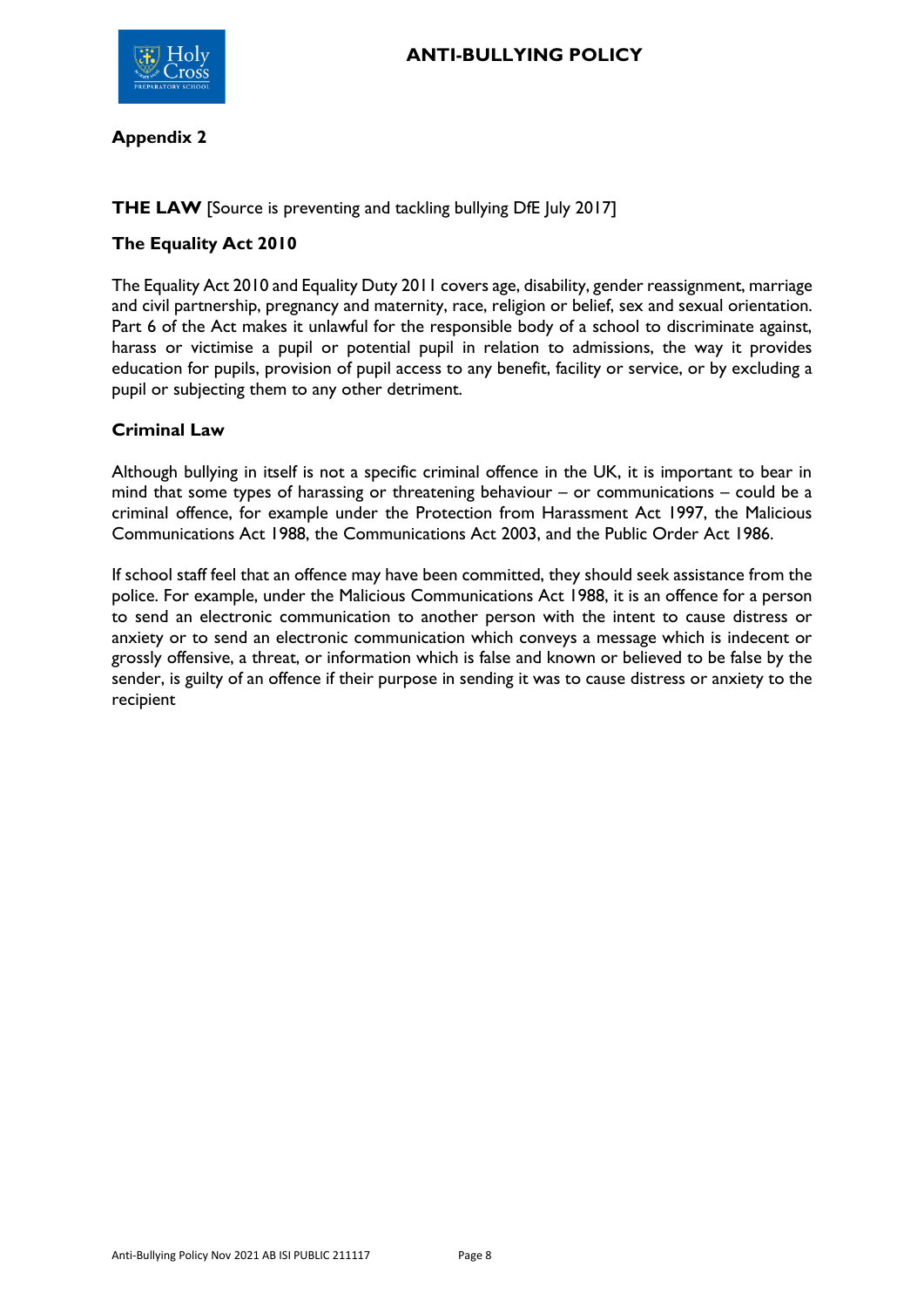## Appendix 2

**THE LAW** [Source is preventing and tackling bullying DfE July 2017]

### The Equality Act 2010

The Equality Act 2010 and Equality Duty 2011 covers age, disability, gender reassignment, marriage and civil partnership, pregnancy and maternity, race, religion or belief, sex and sexual orientation. Part 6 of the Act makes it unlawful for the responsible body of a school to discriminate against, harass or victimise a pupil or potential pupil in relation to admissions, the way it provides education for pupils, provision of pupil access to any benefit, facility or service, or by excluding a pupil or subjecting them to any other detriment.

### Criminal Law

Although bullying in itself is not a specific criminal offence in the UK, it is important to bear in mind that some types of harassing or threatening behaviour – or communications – could be a criminal offence, for example under the Protection from Harassment Act 1997, the Malicious Communications Act 1988, the Communications Act 2003, and the Public Order Act 1986.

If school staff feel that an offence may have been committed, they should seek assistance from the police. For example, under the Malicious Communications Act 1988, it is an offence for a person to send an electronic communication to another person with the intent to cause distress or anxiety or to send an electronic communication which conveys a message which is indecent or grossly offensive, a threat, or information which is false and known or believed to be false by the sender, is guilty of an offence if their purpose in sending it was to cause distress or anxiety to the recipient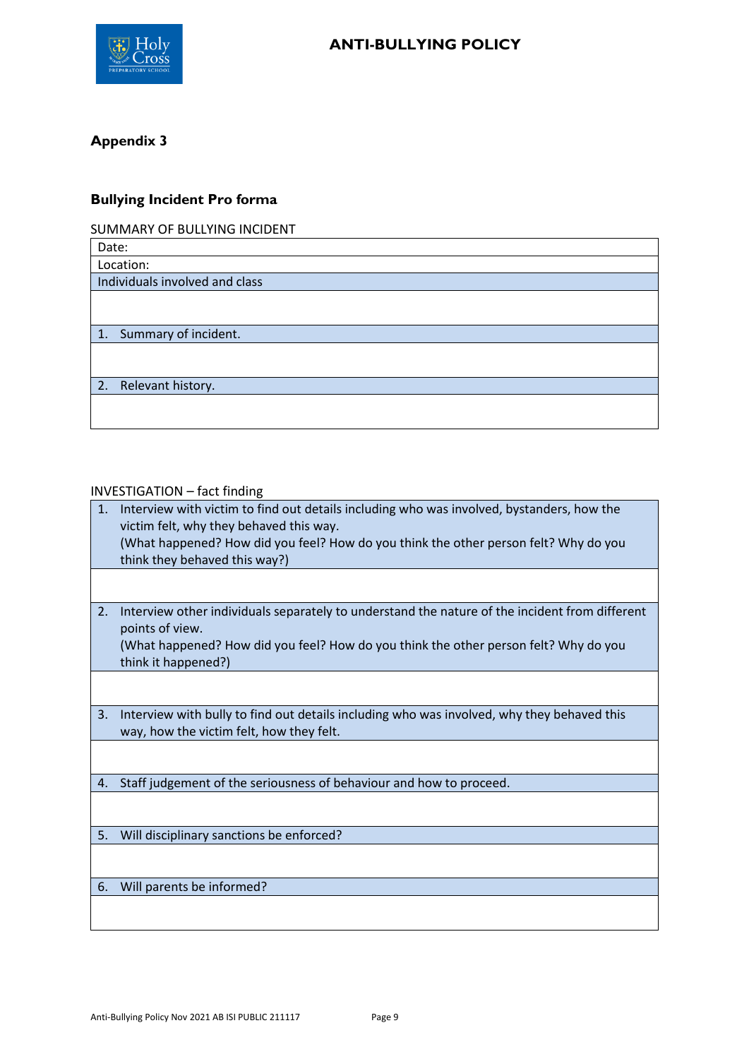## Appendix 3

### Bullying Incident Pro forma

SUMMARY OF BULLYING INCIDENT

| Date: |
|---|
| Location: |
| Individuals involved and class |
| |
| 1. Summary of incident. |
| |
| 2. Relevant history. |
| |

INVESTIGATION – fact finding

| 1. Interview with victim to find out details including who was involved, bystanders, how the victim felt, why they behaved this way. (What happened? How did you feel? How do you think the other person felt? Why do you think they behaved this way?) |
|---|
| |
| 2. Interview other individuals separately to understand the nature of the incident from different points of view. (What happened? How did you feel? How do you think the other person felt? Why do you think it happened?) |
| |
| 3. Interview with bully to find out details including who was involved, why they behaved this way, how the victim felt, how they felt. |
| |
| 4. Staff judgement of the seriousness of behaviour and how to proceed. |
| |
| 5. Will disciplinary sanctions be enforced? |
| |
| 6. Will parents be informed? |
| |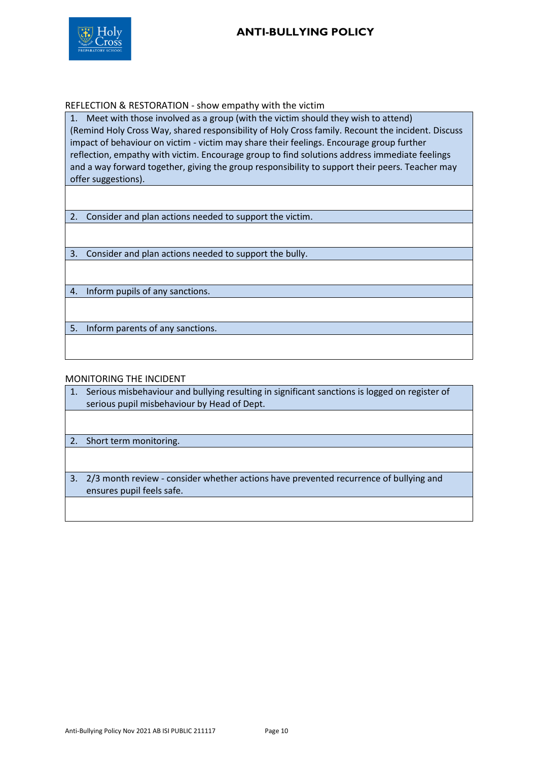REFLECTION & RESTORATION - show empathy with the victim

| |
|---|
| 1. Meet with those involved as a group (with the victim should they wish to attend) (Remind Holy Cross Way, shared responsibility of Holy Cross family. Recount the incident. Discuss impact of behaviour on victim - victim may share their feelings. Encourage group further reflection, empathy with victim. Encourage group to find solutions address immediate feelings and a way forward together, giving the group responsibility to support their peers. Teacher may offer suggestions). |
| |
| 2. Consider and plan actions needed to support the victim. |
| |
| 3. Consider and plan actions needed to support the bully. |
| |
| 4. Inform pupils of any sanctions. |
| |
| 5. Inform parents of any sanctions. |
| |

MONITORING THE INCIDENT

| |
|---|
| 1. Serious misbehaviour and bullying resulting in significant sanctions is logged on register of serious pupil misbehaviour by Head of Dept. |
| |
| 2. Short term monitoring. |
| |
| 3. 2/3 month review - consider whether actions have prevented recurrence of bullying and ensures pupil feels safe. |
| |